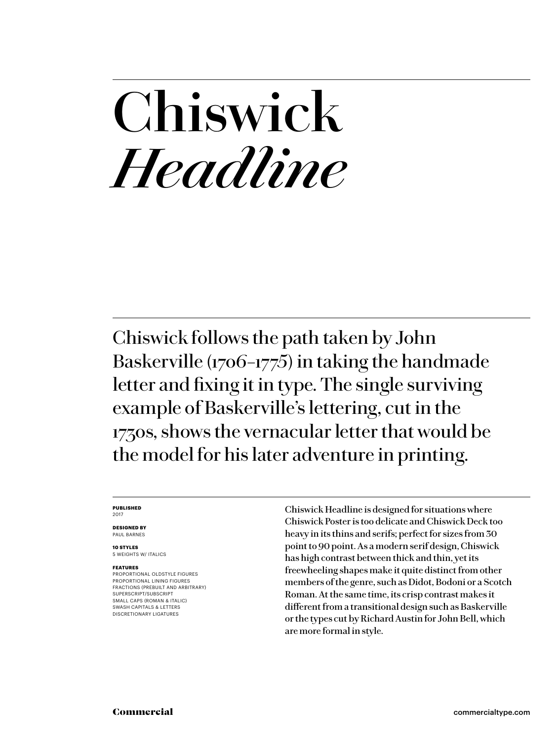# Chiswick *Headline*

Chiswick follows the path taken by John Baskerville (1706–1775) in taking the handmade letter and fixing it in type. The single surviving example of Baskerville's lettering, cut in the 1730s, shows the vernacular letter that would be the model for his later adventure in printing.

**PUBLISHED**
2017

**DESIGNED BY**
PAUL BARNES

**10 STYLES**
5 WEIGHTS W/ ITALICS

**FEATURES**
PROPORTIONAL OLDSTYLE FIGURES
PROPORTIONAL LINING FIGURES
FRACTIONS (PREBUILT AND ARBITRARY)
SUPERSCRIPT/SUBSCRIPT
SMALL CAPS (ROMAN & ITALIC)
SWASH CAPITALS & LETTERS
DISCRETIONARY LIGATURES

Chiswick Headline is designed for situations where Chiswick Poster is too delicate and Chiswick Deck too heavy in its thins and serifs; perfect for sizes from 30 point to 90 point. As a modern serif design, Chiswick has high contrast between thick and thin, yet its freewheeling shapes make it quite distinct from other members of the genre, such as Didot, Bodoni or a Scotch Roman. At the same time, its crisp contrast makes it different from a transitional design such as Baskerville or the types cut by Richard Austin for John Bell, which are more formal in style.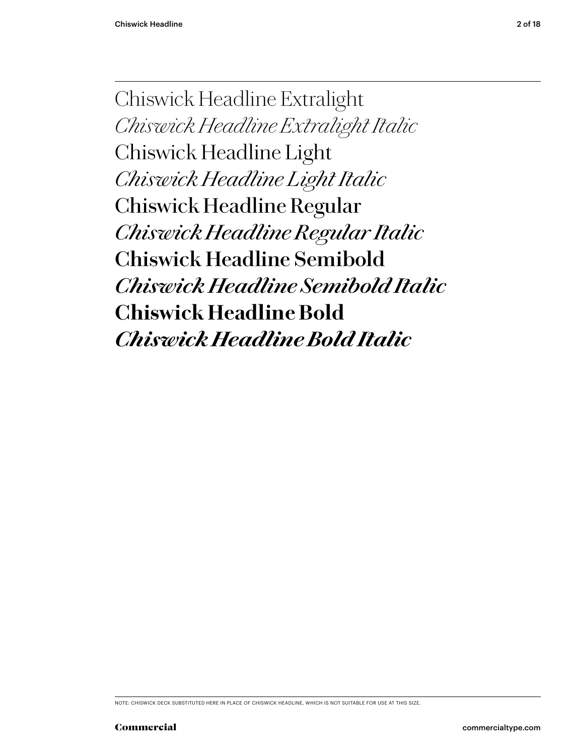Chiswick Headline Extralight

*Chiswick Headline Extralight Italic*

Chiswick Headline Light

*Chiswick Headline Light Italic*

Chiswick Headline Regular

*Chiswick Headline Regular Italic*

**Chiswick Headline Semibold**

***Chiswick Headline Semibold Italic***

**Chiswick Headline Bold**

***Chiswick Headline Bold Italic***

NOTE: CHISWICK DECK SUBSTITUTED HERE IN PLACE OF CHISWICK HEADLINE, WHICH IS NOT SUITABLE FOR USE AT THIS SIZE.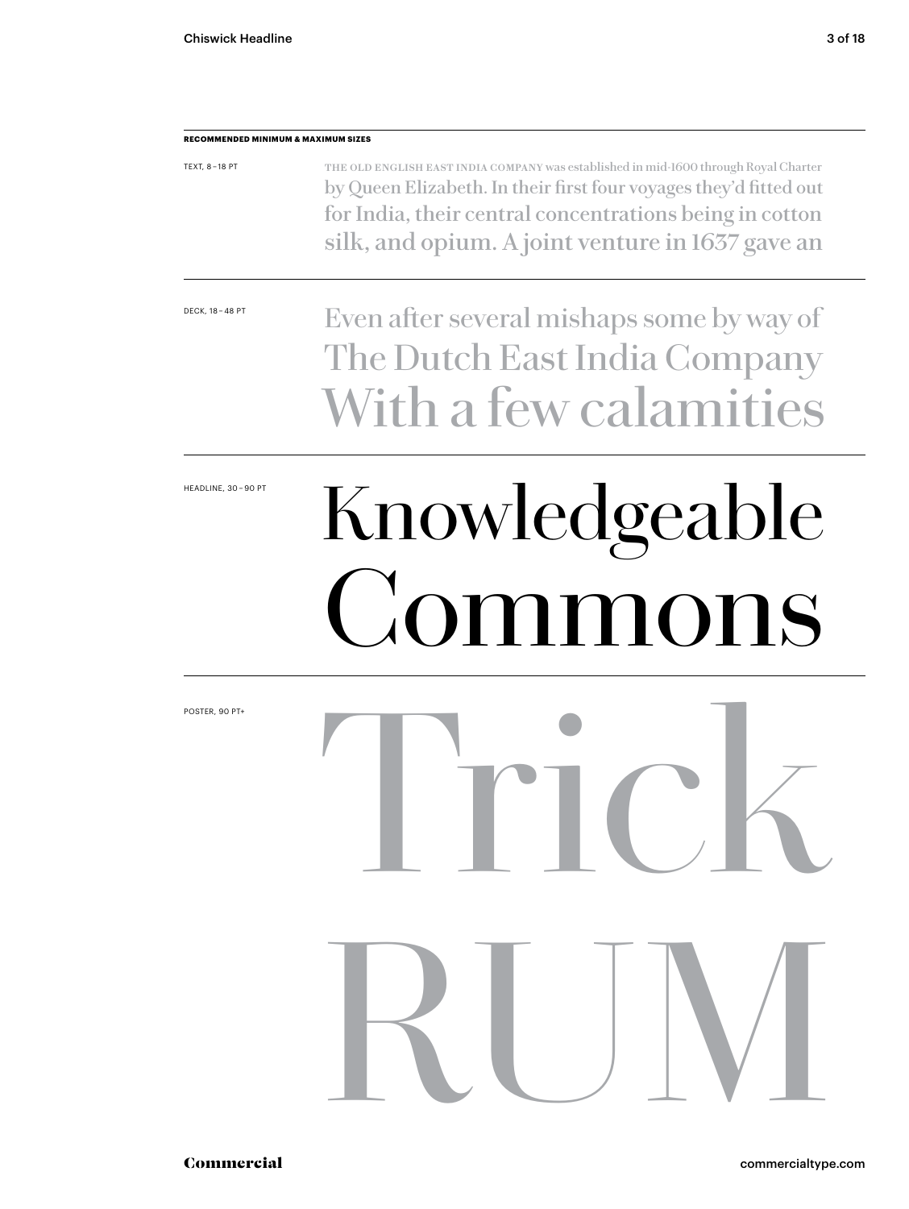**RECOMMENDED MINIMUM & MAXIMUM SIZES**

TEXT, 8 – 18 PT

THE OLD ENGLISH EAST INDIA COMPANY was established in mid-1600 through Royal Charter by Queen Elizabeth. In their first four voyages they'd fitted out for India, their central concentrations being in cotton silk, and opium. A joint venture in 1637 gave an

DECK, 18 – 48 PT

Even after several mishaps some by way of
The Dutch East India Company
With a few calamities

HEADLINE, 30 – 90 PT

Knowledgeable
Commons

POSTER, 90 PT+

Trick
RUM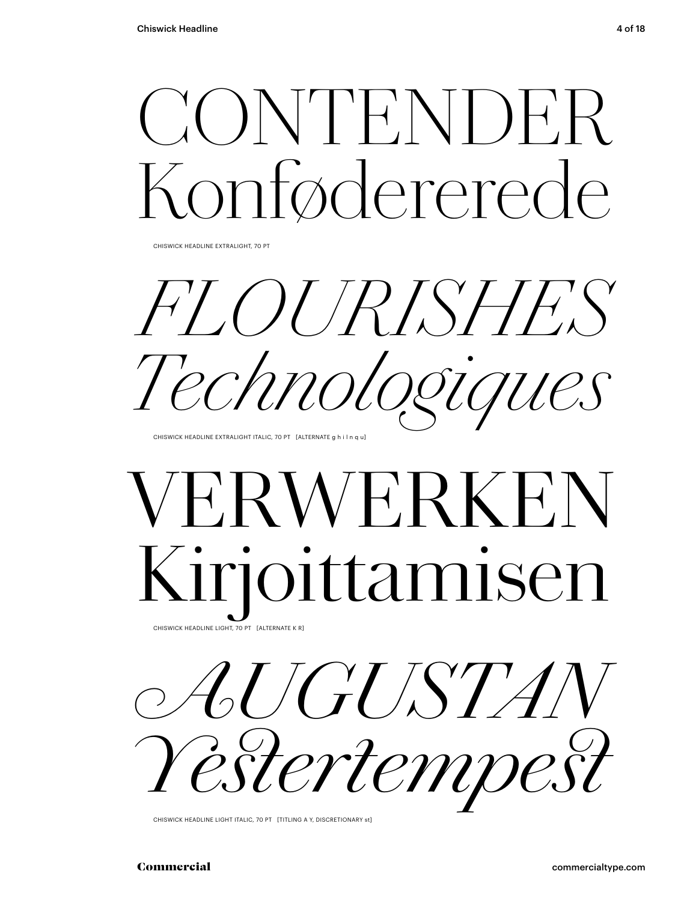CONTENDER
Konfødererede

CHISWICK HEADLINE EXTRALIGHT, 70 PT

*FLOURISHES*
*Technologiques*

CHISWICK HEADLINE EXTRALIGHT ITALIC, 70 PT [ALTERNATE g h i l n q u]

VERWERKEN
Kirjoittamisen

CHISWICK HEADLINE LIGHT, 70 PT [ALTERNATE K R]

*AUGUSTAN*
*Yestertempest*

CHISWICK HEADLINE LIGHT ITALIC, 70 PT [TITLING A Y, DISCRETIONARY st]

Commercial

commercialtype.com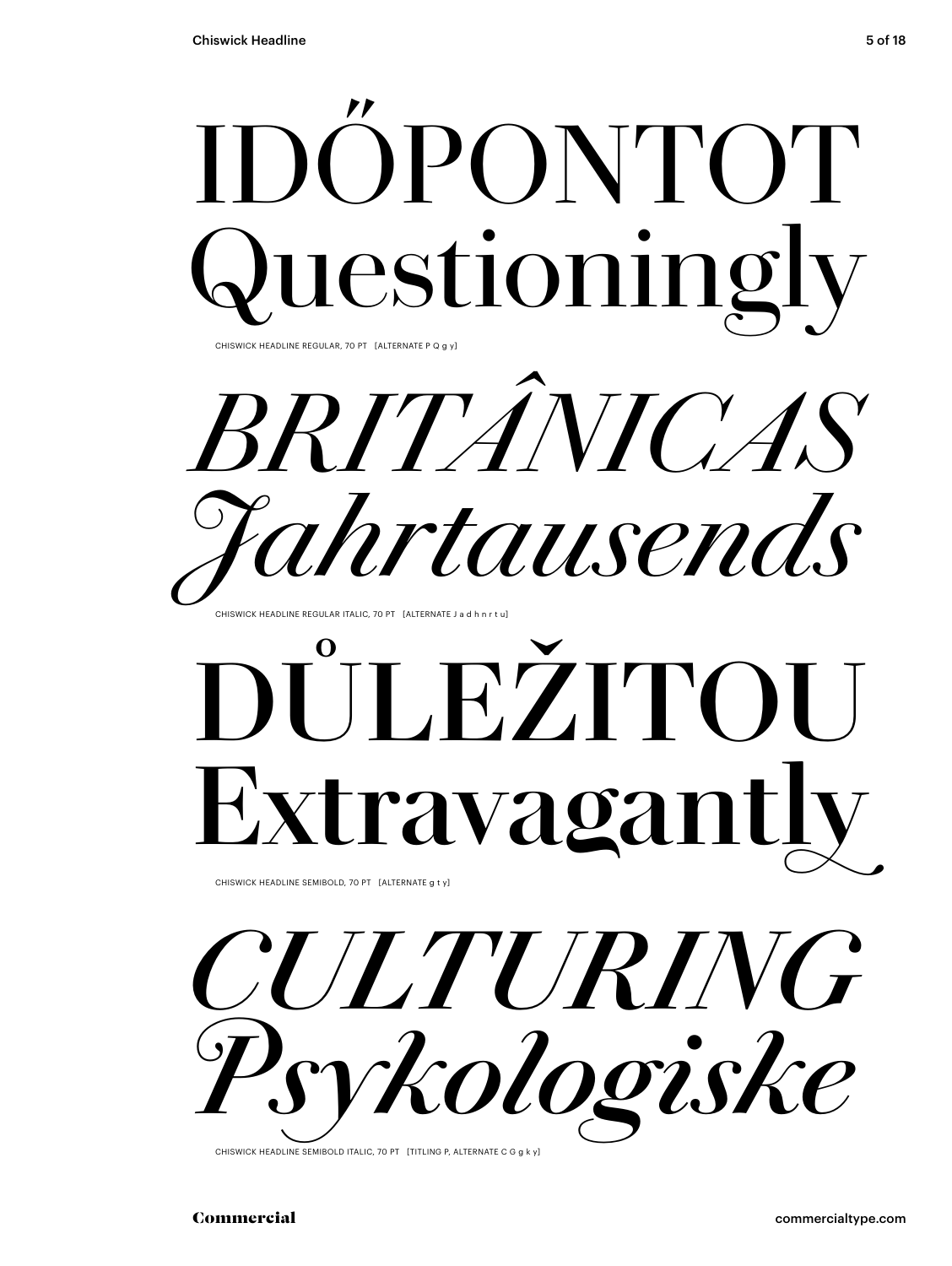IDŐPONTOT
Questioningly

CHISWICK HEADLINE REGULAR, 70 PT [ALTERNATE P Q g y]

*BRITÂNICAS*
*Jahrtausends*

CHISWICK HEADLINE REGULAR ITALIC, 70 PT [ALTERNATE J a d h n r t u]

**DŮLEŽITOU**
**Extravagantly**

CHISWICK HEADLINE SEMIBOLD, 70 PT [ALTERNATE g t y]

***CULTURING***
***Psykologiske***

CHISWICK HEADLINE SEMIBOLD ITALIC, 70 PT [TITLING P, ALTERNATE C G g k y]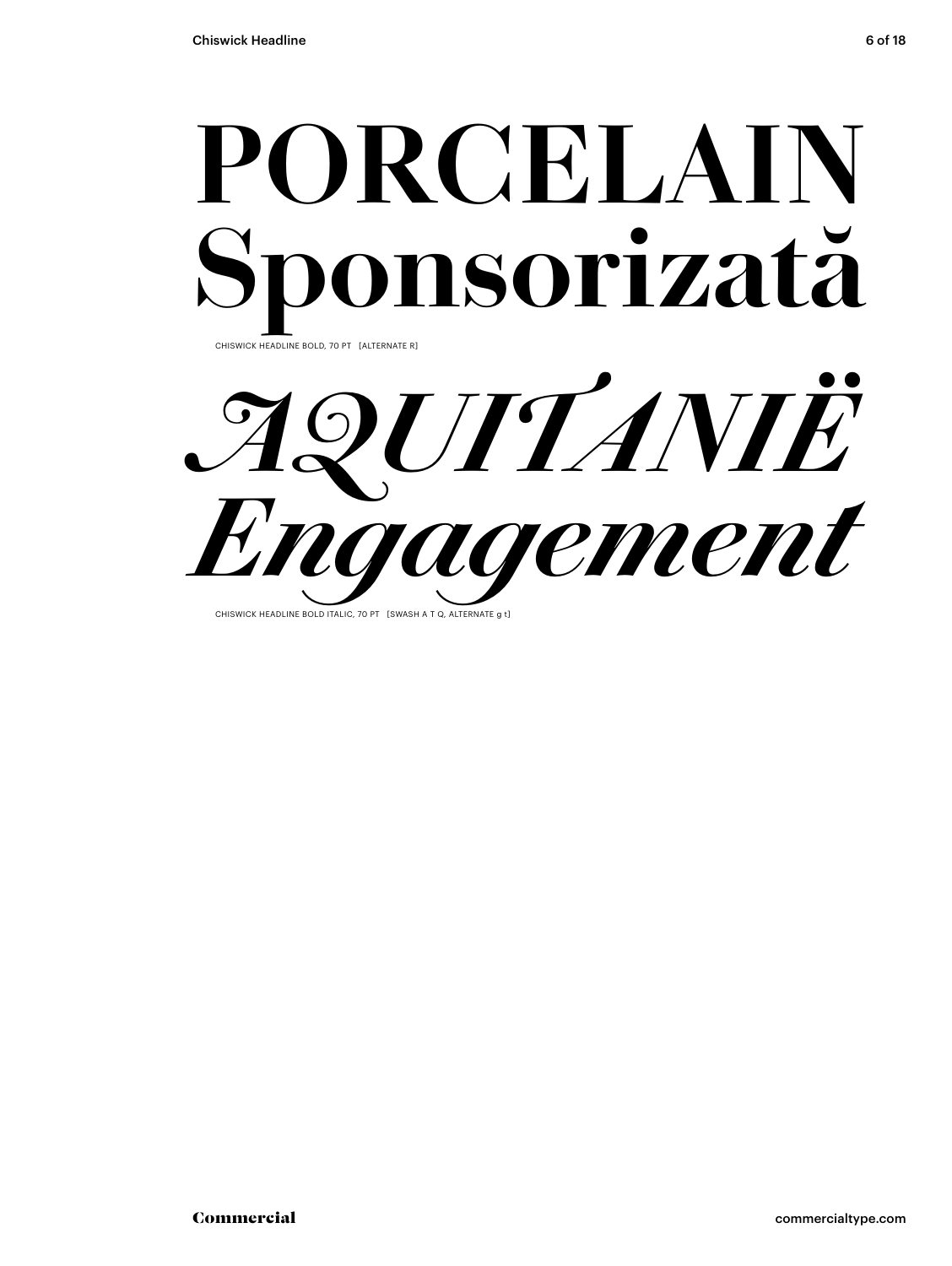# PORCELAIN Sponsorizată

CHISWICK HEADLINE BOLD, 70 PT [ALTERNATE R]

# *AQUITANIË Engagement*

CHISWICK HEADLINE BOLD ITALIC, 70 PT [SWASH A T Q, ALTERNATE g t]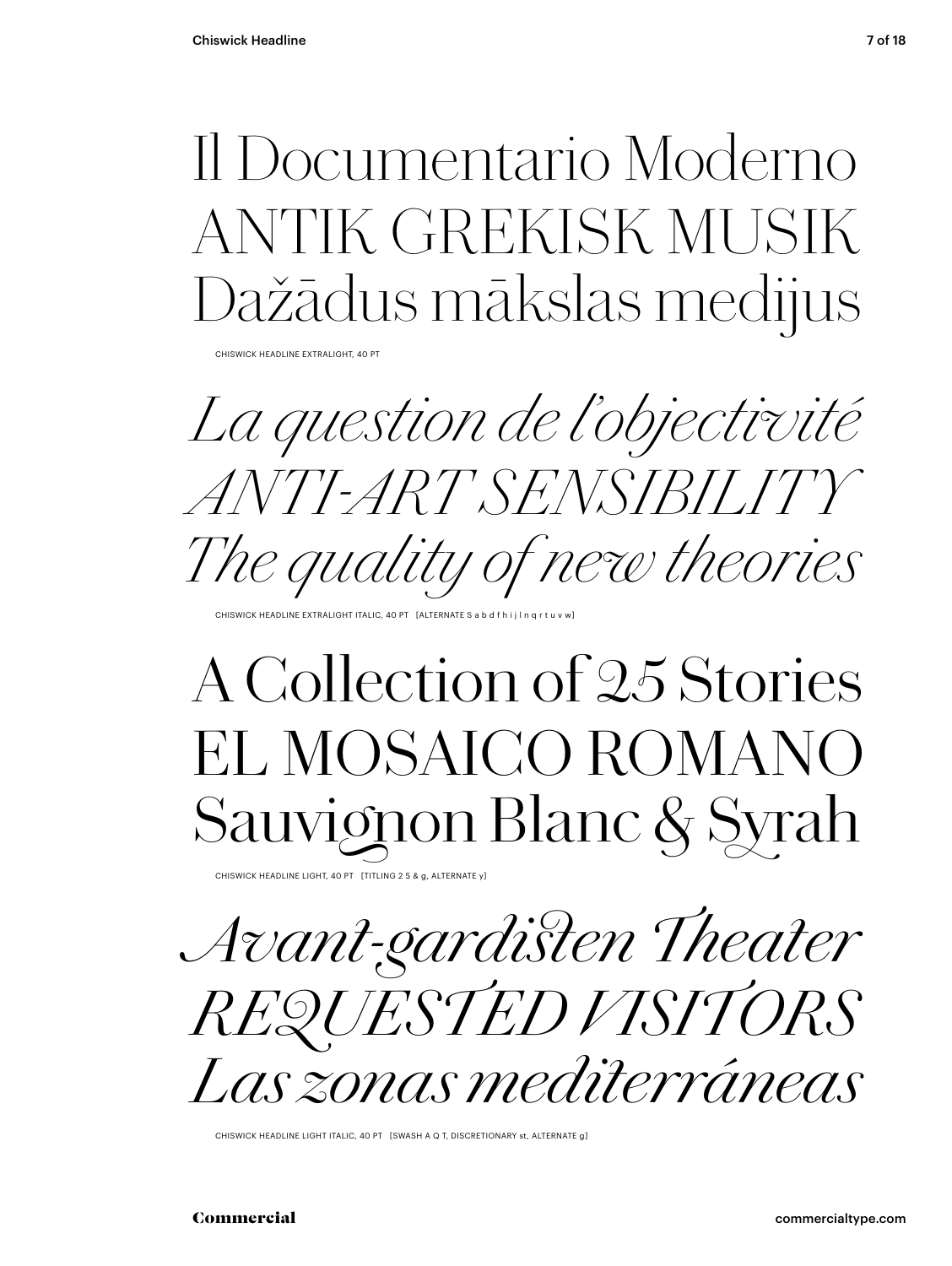Il Documentario Moderno
ANTIK GREKISK MUSIK
Dažādus mākslas medijus

CHISWICK HEADLINE EXTRALIGHT, 40 PT

*La question de l'objectivité*
*ANTI-ART SENSIBILITY*
*The quality of new theories*

CHISWICK HEADLINE EXTRALIGHT ITALIC, 40 PT [ALTERNATE S a b d f h i j l n q r t u v w]

A Collection of 25 Stories
EL MOSAICO ROMANO
Sauvignon Blanc & Syrah

CHISWICK HEADLINE LIGHT, 40 PT [TITLING 2 5 & g, ALTERNATE y]

*Avant-gardisten Theater*
*REQUESTED VISITORS*
*Las zonas mediterráneas*

CHISWICK HEADLINE LIGHT ITALIC, 40 PT [SWASH A Q T, DISCRETIONARY st, ALTERNATE g]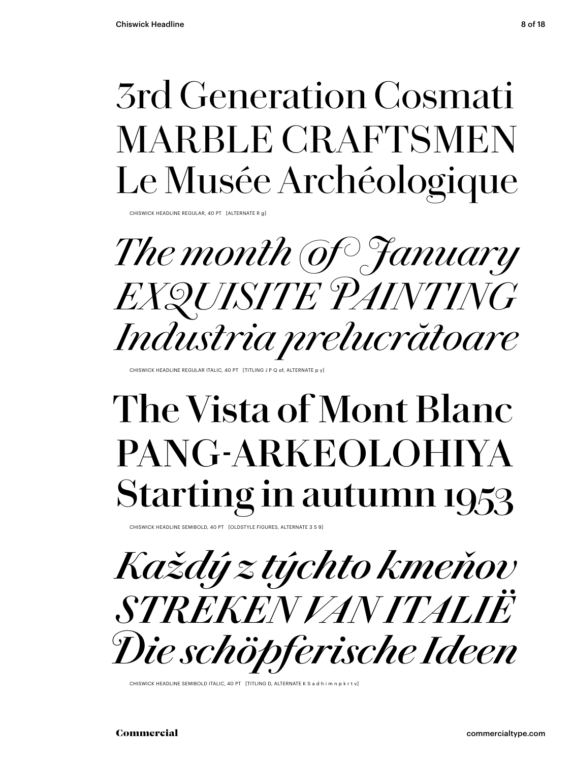3rd Generation Cosmati
MARBLE CRAFTSMEN
Le Musée Archéologique

CHISWICK HEADLINE REGULAR, 40 PT [ALTERNATE R g]

*The month of January*
*EXQUISITE PAINTING*
*Industria prelucrătoare*

CHISWICK HEADLINE REGULAR ITALIC, 40 PT [TITLING J P Q of, ALTERNATE p y]

**The Vista of Mont Blanc**
**PANG-ARKEOLOHIYA**
**Starting in autumn 1953**

CHISWICK HEADLINE SEMIBOLD, 40 PT [OLDSTYLE FIGURES, ALTERNATE 3 5 9]

***Každý z týchto kmeňov***
***STREKEN VAN ITALIË***
***Die schöpferische Ideen***

CHISWICK HEADLINE SEMIBOLD ITALIC, 40 PT [TITLING D, ALTERNATE K S a d h i m n p k r t v]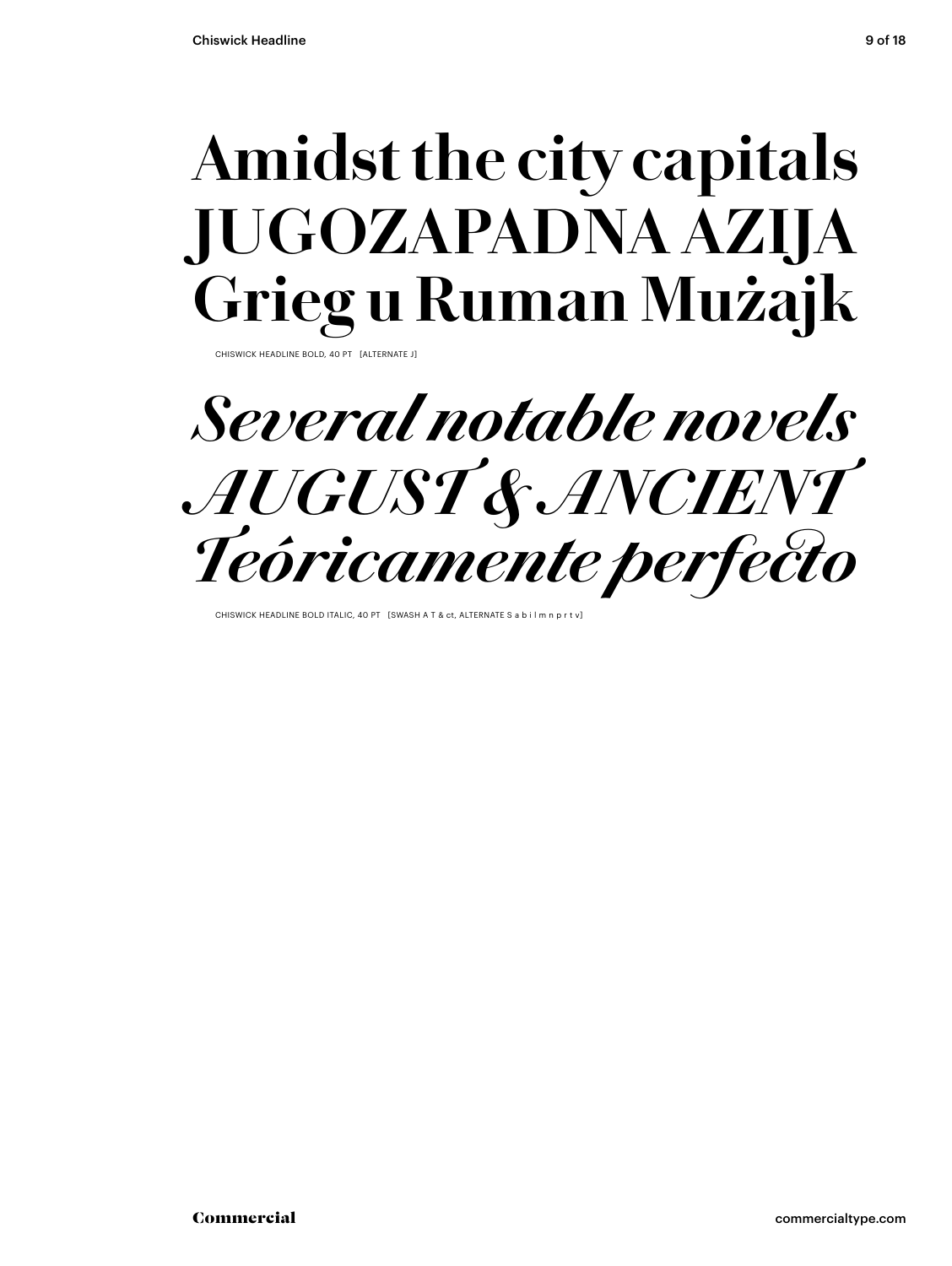**Amidst the city capitals**
**JUGOZAPADNA AZIJA**
**Grieg u Ruman Mużajk**

CHISWICK HEADLINE BOLD, 40 PT [ALTERNATE J]

***Several notable novels***
***AUGUST & ANCIENT***
***Teóricamente perfecto***

CHISWICK HEADLINE BOLD ITALIC, 40 PT [SWASH A T & ct, ALTERNATE S a b i l m n p r t v]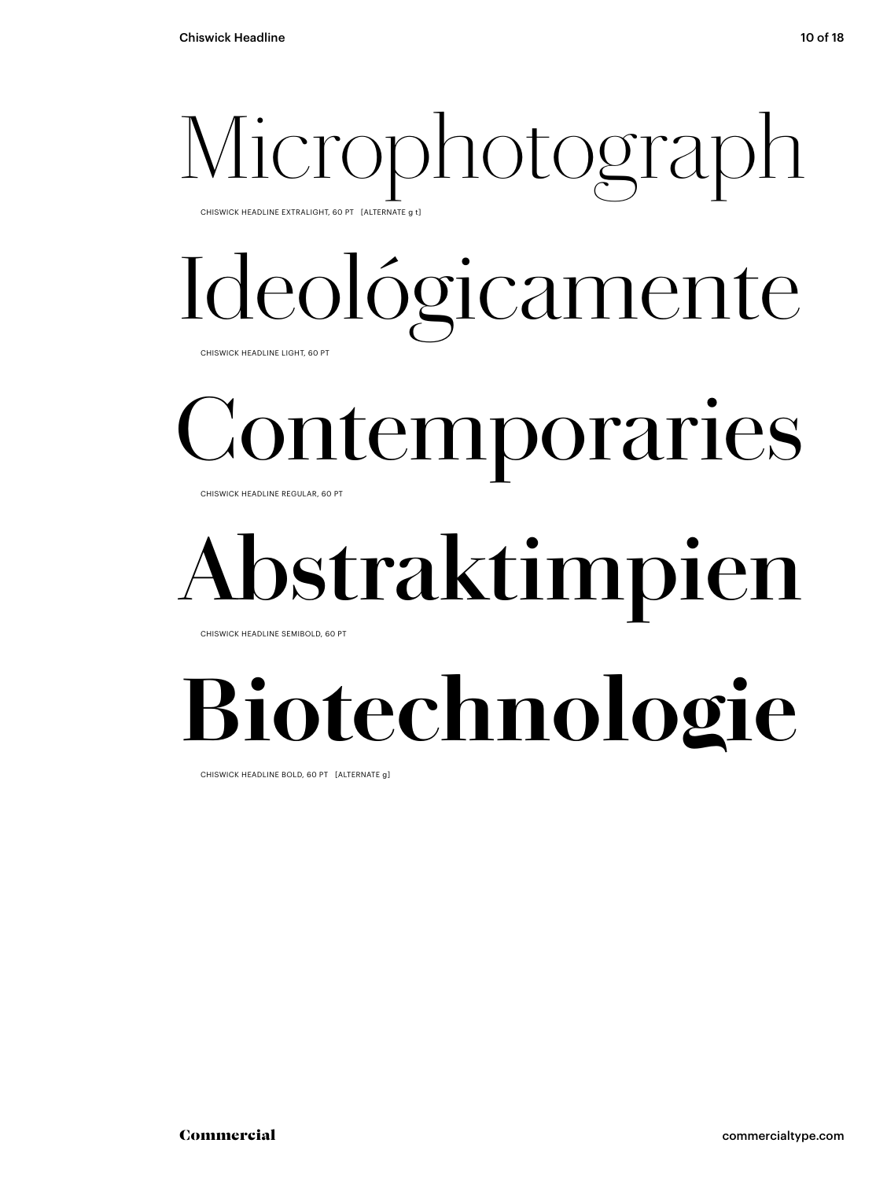# Microphotograph

CHISWICK HEADLINE EXTRALIGHT, 60 PT [ALTERNATE g t]

# Ideológicamente

CHISWICK HEADLINE LIGHT, 60 PT

# Contemporaries

CHISWICK HEADLINE REGULAR, 60 PT

# **Abstraktimpien**

CHISWICK HEADLINE SEMIBOLD, 60 PT

# **Biotechnologie**

CHISWICK HEADLINE BOLD, 60 PT [ALTERNATE g]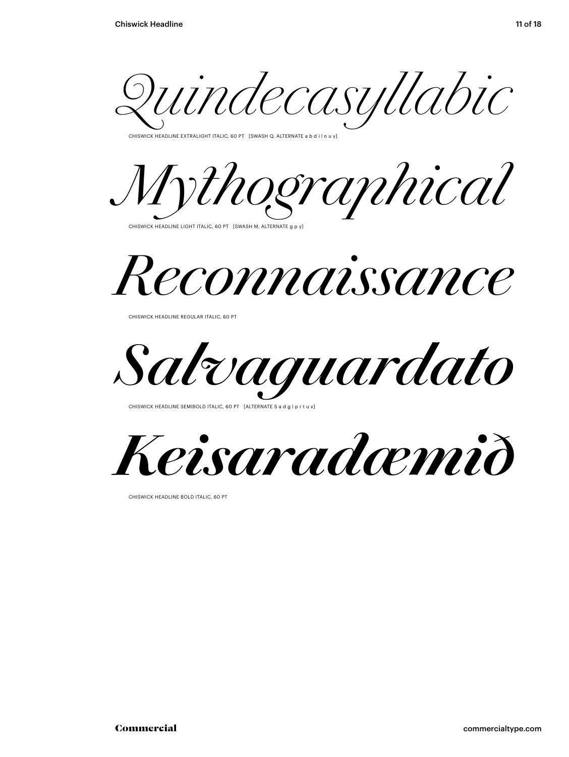*Quindecasyllabic*

CHISWICK HEADLINE EXTRALIGHT ITALIC, 60 PT [SWASH Q, ALTERNATE a b d i l n u y]

*Mythographical*

CHISWICK HEADLINE LIGHT ITALIC, 60 PT [SWASH M, ALTERNATE g p y]

*Reconnaissance*

CHISWICK HEADLINE REGULAR ITALIC, 60 PT

***Salvaguardato***

CHISWICK HEADLINE SEMIBOLD ITALIC, 60 PT [ALTERNATE S a d g l p r t u v]

***Keisaradæmið***

CHISWICK HEADLINE BOLD ITALIC, 60 PT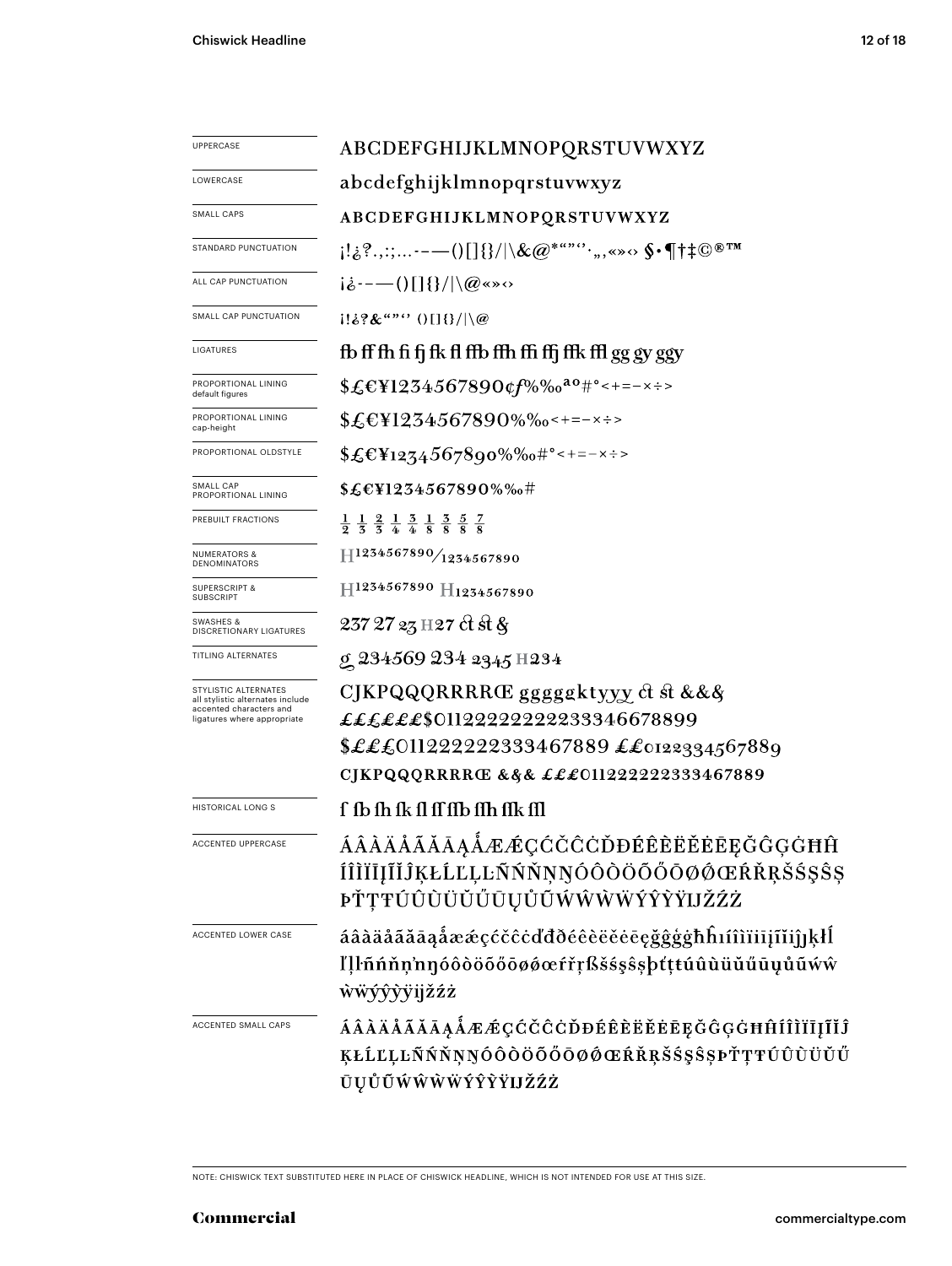| | |
|---|---|
| UPPERCASE | ABCDEFGHIJKLMNOPQRSTUVWXYZ |
| LOWERCASE | abcdefghijklmnopqrstuvwxyz |
| SMALL CAPS | ABCDEFGHIJKLMNOPQRSTUVWXYZ |
| STANDARD PUNCTUATION | ¡!¿?.,:;…-–—()[]{}/\|\&@*"""''·„‚«»‹› §•¶†‡©®™ |
| ALL CAP PUNCTUATION | ¡¿-–—()[]{}/\|\@«»‹› |
| SMALL CAP PUNCTUATION | ¡!¿?&""'' ()[]{}/\|\@ |
| LIGATURES | fb ff fh fi fj fk fl ffb ffh ffi ffj ffk ffl gg gy ggy |
| PROPORTIONAL LINING default figures | $£€¥1234567890¢ƒ%‰ªº#°<+=−×÷> |
| PROPORTIONAL LINING cap-height | $£€¥1234567890%‰<+=−×÷> |
| PROPORTIONAL OLDSTYLE | $£€¥1234567890%‰#°<+=−×÷> |
| SMALL CAP PROPORTIONAL LINING | $£€¥1234567890%‰# |
| PREBUILT FRACTIONS | ½ ⅓ ⅔ ¼ ¾ ⅛ ⅜ ⅝ ⅞ |
| NUMERATORS & DENOMINATORS | H1234567890⁄1234567890 |
| SUPERSCRIPT & SUBSCRIPT | H1234567890 H1234567890 |
| SWASHES & DISCRETIONARY LIGATURES | 237 27 23 H27 ct st & |
| TITLING ALTERNATES | g 234569 234 2345 H234 |
| STYLISTIC ALTERNATES all stylistic alternates include accented characters and ligatures where appropriate | CJKPQQQRRRRŒ ggggg ktyyy ct st &&& £££££££$0112222222222333346678899 $£££0112222222333467889 ££0122334567889 CJKPQQQRRRRŒ &&& £££0112222222333467889 |
| HISTORICAL LONG S | ſ ſb ſh ſk ſl ſſ ſſb ſſh ſſk ſſl |
| ACCENTED UPPERCASE | ÁÂÀÄÅÃĂĀĄǺÆǼÇĆČĈĊĎĐÉÊÈËĚĖĒĘĞĜĢĠĦĤÍÎÌÏĪĮĨĬĴĶŁĹĽĻĿÑŃŇŅŊÓÔÒÖÕŐŌØǾŒŔŘŖŠŚŞŜȘÞŤŢŦÚÛÙÜŬŰŪŲŮŨẂŴẀẄÝŶỲŸĲŽŹŻ |
| ACCENTED LOWER CASE | áâàäåãăāąǻæǽçćčĉċďđðéêèëěėēęğĝģġħĥıíîìïīįĩĭȷĵķłĺľļŀñńňņŉŋóôòöõőōøǿœŕřŗßšśşŝșþťţŧúûùüŭűūųůũẃŵẁẅýŷỳÿĳžźż |
| ACCENTED SMALL CAPS | ÁÂÀÄÅÃĂĀĄǺÆǼÇĆČĈĊĎĐÉÊÈËĚĖĒĘĞĜĢĠĦĤÍÎÌÏĪĮĨĬĴĶŁĹĽĻĿÑŃŇŅŊÓÔÒÖÕŐŌØǾŒŔŘŖŠŚŞŜȘÞŤŢŦÚÛÙÜŬŰŪŲŮŨẂŴẀẄÝŶỲŸĲŽŹŻ |

NOTE: CHISWICK TEXT SUBSTITUTED HERE IN PLACE OF CHISWICK HEADLINE, WHICH IS NOT INTENDED FOR USE AT THIS SIZE.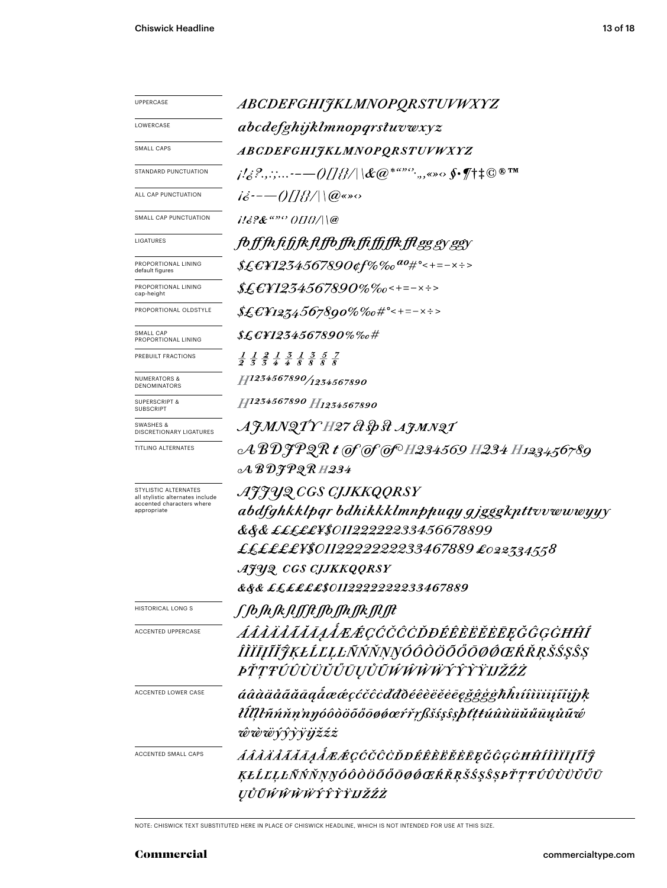| | |
|---|---|
| UPPERCASE | *ABCDEFGHIJKLMNOPQRSTUVWXYZ* |
| LOWERCASE | *abcdefghijklmnopqrstuvwxyz* |
| SMALL CAPS | *ABCDEFGHIJKLMNOPQRSTUVWXYZ* |
| STANDARD PUNCTUATION | *¡!¿?.,:;...-–—()[]{}/\|\&@*""''.,„«»‹› §•¶†‡©®™* |
| ALL CAP PUNCTUATION | *¡¿-–—()[]{}/\|\@«»‹›* |
| SMALL CAP PUNCTUATION | *¡!¿?&""'' ()[]{}/\|\@* |
| LIGATURES | *fb ff fh fi fj fk fl ffb ffh ffi ffj ffk ffl gg gy ggy* |
| PROPORTIONAL LINING default figures | *$£€¥1234567890¢f%‰ªº#°<+=−×÷>* |
| PROPORTIONAL LINING cap-height | *$£€¥1234567890%‰<+=−×÷>* |
| PROPORTIONAL OLDSTYLE | *$£€¥1234567890%‰#°<+=−×÷>* |
| SMALL CAP PROPORTIONAL LINING | *$£€¥1234567890%‰#* |
| PREBUILT FRACTIONS | *½ ⅓ ⅔ ¼ ¾ ⅛ ⅜ ⅝ ⅞* |
| NUMERATORS & DENOMINATORS | *H1234567890/1234567890* |
| SUPERSCRIPT & SUBSCRIPT | *H1234567890 H1234567890* |
| SWASHES & DISCRETIONARY LIGATURES | *AJMNQTY H27 ct sp st AJMNQT* |
| TITLING ALTERNATES | *A B D J P Q R t of of of H234569 H234 H123456789* <br> *A B D J P Q R H234* |
| STYLISTIC ALTERNATES all stylistic alternates include accented characters where appropriate | *AJJYQ CGS CJJKKQQRSY* <br> *abdfghkklpqr bdhikkklmnppuqy gjgggkpttvvwwwyyy* <br> *&&& ££££££¥$0112222223345667889​9* <br> *££££££¥$011222222223346788​9 £022334558* <br> *AJYQ CGS CJJKKQQRSY* <br> *&&& ££££££$0112222222233467889* |
| HISTORICAL LONG S | *ſ ſb ſh ſk ſl ſſ ſt ſſb ſſh ſſk ſſl ſſt* |
| ACCENTED UPPERCASE | *ÁÂÀÄÅÃĂĀĄǺÆǼÇĆČĈĊĎĐÉÊÈËĚĖĒĘĞĜĢĠĦĤÍÎÌÏĪĮĨĬĴĶŁĹĽĻĿÑŃŇŅŊÓÔÒÖÕŐŌØǾŒŔŘŖŠŚŞŜȘÞŤŢŦÚÛÙÜŬŰŪŲŮŨẂŴẀẄÝŶỲŸĲŽŹŻ* |
| ACCENTED LOWER CASE | *áâàäåãăāąǻæǽçćčĉċďđðéêèëěėēęğĝģġħĥıíîìïīįĩĭĳĵķłĺľļŀñńňņŋóôòöõőōøǿœŕřŗßšśşŝșþťţŧúûùüŭűūųůũẃŵẁẅýŷỳÿĳžźż* |
| ACCENTED SMALL CAPS | *ÁÂÀÄÅÃĂĀĄǺÆǼÇĆČĈĊĎĐÉÊÈËĚĖĒĘĞĜĢĠĦĤÍÎÌÏĪĮĨĬĴĶŁĹĽĻĿÑŃŇŅŊÓÔÒÖÕŐŌØǾŒŔŘŖŠŚŞŜȘÞŤŢŦÚÛÙÜŬŰŪŲŮŨẂŴẀẄÝŶỲŸĲŽŹŻ* |

NOTE: CHISWICK TEXT SUBSTITUTED HERE IN PLACE OF CHISWICK HEADLINE, WHICH IS NOT INTENDED FOR USE AT THIS SIZE.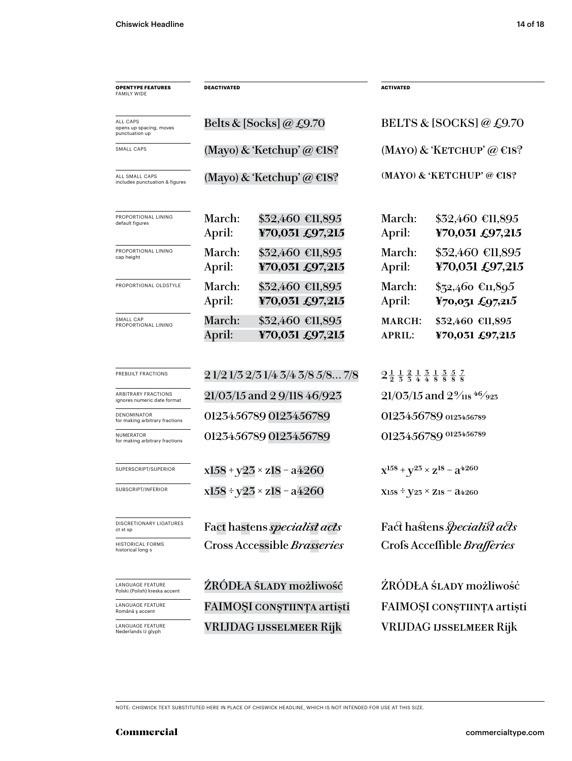| OPENTYPE FEATURES FAMILY WIDE | DEACTIVATED | ACTIVATED |
|---|---|---|
| ALL CAPS opens up spacing, moves punctuation up | Belts & [Socks] @ £9.70 | BELTS & [SOCKS] @ £9.70 |
| SMALL CAPS | (Mayo) & 'Ketchup' @ €18? | (MAYO) & 'KETCHUP' @ €18? |
| ALL SMALL CAPS includes punctuation & figures | (Mayo) & 'Ketchup' @ €18? | (MAYO) & 'KETCHUP' @ €18? |
| PROPORTIONAL LINING default figures | March: $32,460 €11,895 April: **¥70,031 £97,215** | March: $32,460 €11,895 April: **¥70,031 £97,215** |
| PROPORTIONAL LINING cap height | March: $32,460 €11,895 April: **¥70,031 £97,215** | March: $32,460 €11,895 April: **¥70,031 £97,215** |
| PROPORTIONAL OLDSTYLE | March: $32,460 €11,895 April: **¥70,031 £97,215** | March: $32,460 €11,895 April: **¥70,031 £97,215** |
| SMALL CAP PROPORTIONAL LINING | March: $32,460 €11,895 April: **¥70,031 £97,215** | MARCH: $32,460 €11,895 APRIL: **¥70,031 £97,215** |
| PREBUILT FRACTIONS | 2 1/2 1/3 2/3 1/4 3/4 3/8 5/8... 7/8 | 2½ ⅓ ⅔ ¼ ¾ ⅜ ⅝ ⅞ |
| ARBITRARY FRACTIONS ignores numeric date format | 21/03/15 and 2 9/118 46/923 | 21/03/15 and 2 9⁄118 46⁄923 |
| DENOMINATOR for making arbitrary fractions | 0123456789 0123456789 | 0123456789 $_{0123456789}$ |
| NUMERATOR for making arbitrary fractions | 0123456789 0123456789 | 0123456789 $^{0123456789}$ |
| SUPERSCRIPT/SUPERIOR | x158 + y23 × z18 − a4260 | $x^{158} + y^{23} \times z^{18} - a^{4260}$ |
| SUBSCRIPT/INFERIOR | x158 ÷ y23 × z18 − a4260 | $x_{158} \div y_{23} \times z_{18} - a_{4260}$ |
| DISCRETIONARY LIGATURES ct st sp | Fact hastens *specialist acts* | Fact hastens *specialist acts* |
| HISTORICAL FORMS historical long s | Cross Accessible *Brasseries* | Crofs Acceffible *Brafferies* |
| LANGUAGE FEATURE Polski (Polish) kreska accent | ŹRÓDŁA ŚLADY możliwość | ŹRÓDŁA ŚLADY możliwość |
| LANGUAGE FEATURE Română ş accent | FAIMOŞI CONŞTIINŢA artişti | FAIMOȘI CONȘTIINȚA artiști |
| LANGUAGE FEATURE Nederlands IJ glyph | VRIJDAG IJSSELMEER Rijk | VRIJDAG IJSSELMEER Rijk |

NOTE: CHISWICK TEXT SUBSTITUTED HERE IN PLACE OF CHISWICK HEADLINE, WHICH IS NOT INTENDED FOR USE AT THIS SIZE.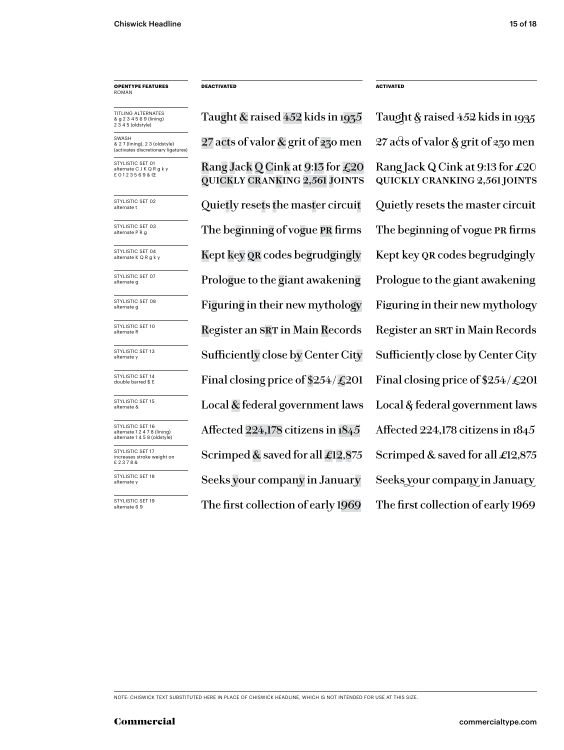| OPENTYPE FEATURES ROMAN | DEACTIVATED | ACTIVATED |
|---|---|---|
| TITLING ALTERNATES & g 2 3 4 5 6 9 (lining) 2 3 4 5 (oldstyle) | Taught & raised 452 kids in 1935 | Taught & raised 452 kids in 1935 |
| SWASH & 2 7 (lining), 2 3 (oldstyle) (activates discretionary ligatures) | 27 acts of valor & grit of 230 men | 27 acts of valor & grit of 230 men |
| STYLISTIC SET 01 alternate C J K Q R g k y £ 0 1 2 3 5 6 9 & Œ | Rang Jack Q Cink at 9:13 for £20 QUICKLY CRANKING 2,561 JOINTS | Rang Jack Q Cink at 9:13 for £20 QUICKLY CRANKING 2,561 JOINTS |
| STYLISTIC SET 02 alternate t | Quietly resets the master circuit | Quietly resets the master circuit |
| STYLISTIC SET 03 alternate P R g | The beginning of vogue PR firms | The beginning of vogue PR firms |
| STYLISTIC SET 04 alternate K Q R g k y | Kept key QR codes begrudgingly | Kept key QR codes begrudgingly |
| STYLISTIC SET 07 alternate g | Prologue to the giant awakening | Prologue to the giant awakening |
| STYLISTIC SET 08 alternate g | Figuring in their new mythology | Figuring in their new mythology |
| STYLISTIC SET 10 alternate R | Register an SRT in Main Records | Register an SRT in Main Records |
| STYLISTIC SET 13 alternate y | Sufficiently close by Center City | Sufficiently close by Center City |
| STYLISTIC SET 14 double barred $ £ | Final closing price of $254/£201 | Final closing price of $254/£201 |
| STYLISTIC SET 15 alternate & | Local & federal government laws | Local & federal government laws |
| STYLISTIC SET 16 alternate 1 2 4 7 8 (lining) alternate 1 4 5 8 (oldstyle) | Affected 224,178 citizens in 1845 | Affected 224,178 citizens in 1845 |
| STYLISTIC SET 17 increases stroke weight on £ 2 3 7 8 & | Scrimped & saved for all £12,875 | Scrimped & saved for all £12,875 |
| STYLISTIC SET 18 alternate y | Seeks your company in January | Seeks your company in January |
| STYLISTIC SET 19 alternate 6 9 | The first collection of early 1969 | The first collection of early 1969 |

NOTE: CHISWICK TEXT SUBSTITUTED HERE IN PLACE OF CHISWICK HEADLINE, WHICH IS NOT INTENDED FOR USE AT THIS SIZE.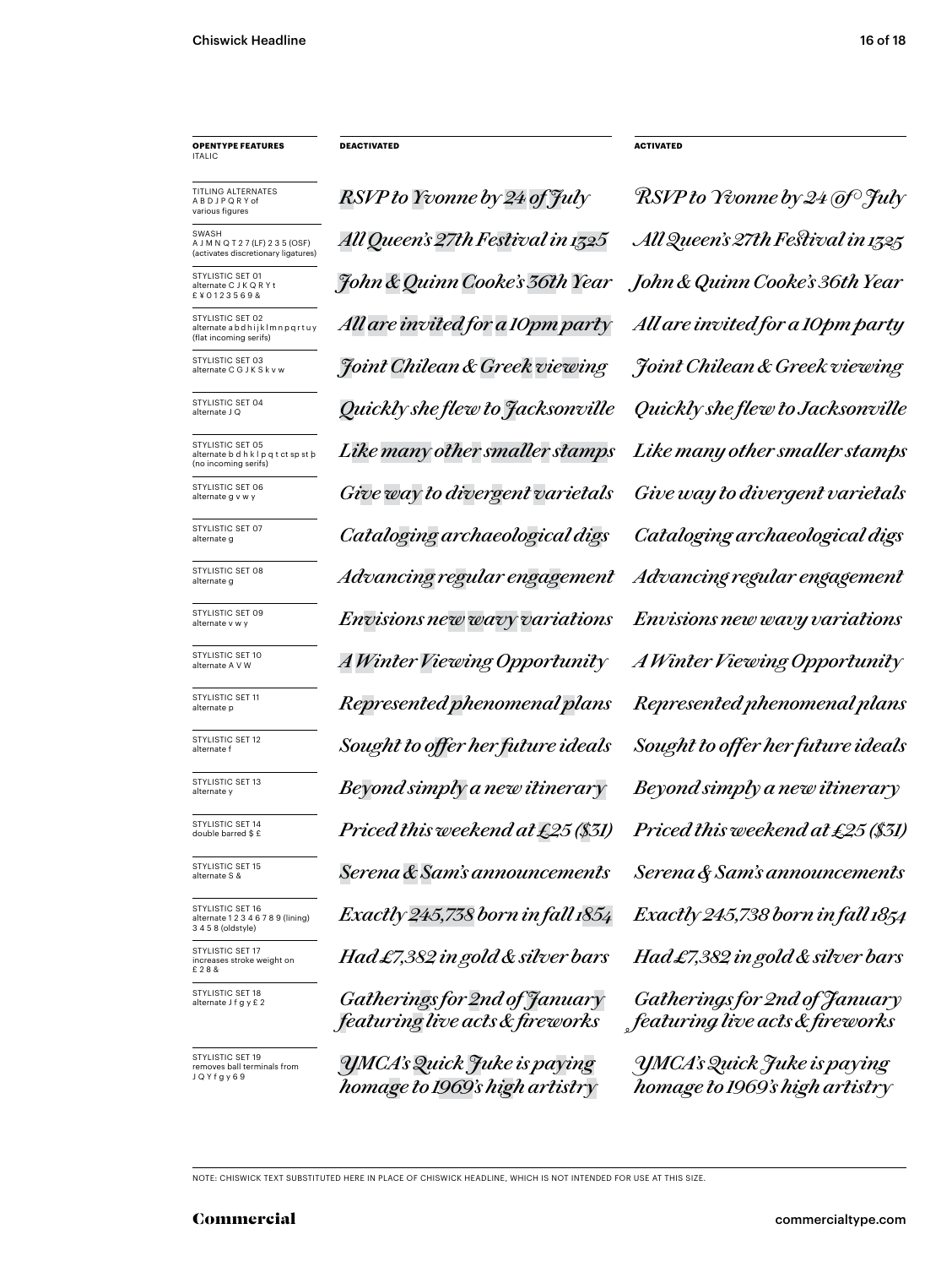| **OPENTYPE FEATURES** ITALIC | **DEACTIVATED** | **ACTIVATED** |
| --- | --- | --- |
| TITLING ALTERNATES A B D J P Q R Y of various figures | *RSVP to Yvonne by 24 of July* | *RSVP to Yvonne by 24 of July* |
| SWASH A J M N Q T 2 7 (LF) 2 3 5 (OSF) (activates discretionary ligatures) | *All Queen's 27th Festival in 1325* | *All Queen's 27th Festival in 1325* |
| STYLISTIC SET 01 alternate C J K Q R Y t £ ¥ 0 1 2 3 5 6 9 & | *John & Quinn Cooke's 36th Year* | *John & Quinn Cooke's 36th Year* |
| STYLISTIC SET 02 alternate a b d h i j k l m n p q r t u y (flat incoming serifs) | *All are invited for a 10pm party* | *All are invited for a 10pm party* |
| STYLISTIC SET 03 alternate C G J K S k v w | *Joint Chilean & Greek viewing* | *Joint Chilean & Greek viewing* |
| STYLISTIC SET 04 alternate J Q | *Quickly she flew to Jacksonville* | *Quickly she flew to Jacksonville* |
| STYLISTIC SET 05 alternate b d h k l p q t ct sp st þ (no incoming serifs) | *Like many other smaller stamps* | *Like many other smaller stamps* |
| STYLISTIC SET 06 alternate g v w y | *Give way to divergent varietals* | *Give way to divergent varietals* |
| STYLISTIC SET 07 alternate g | *Cataloging archaeological digs* | *Cataloging archaeological digs* |
| STYLISTIC SET 08 alternate g | *Advancing regular engagement* | *Advancing regular engagement* |
| STYLISTIC SET 09 alternate v w y | *Envisions new wavy variations* | *Envisions new wavy variations* |
| STYLISTIC SET 10 alternate A V W | *A Winter Viewing Opportunity* | *A Winter Viewing Opportunity* |
| STYLISTIC SET 11 alternate p | *Represented phenomenal plans* | *Represented phenomenal plans* |
| STYLISTIC SET 12 alternate f | *Sought to offer her future ideals* | *Sought to offer her future ideals* |
| STYLISTIC SET 13 alternate y | *Beyond simply a new itinerary* | *Beyond simply a new itinerary* |
| STYLISTIC SET 14 double barred $ £ | *Priced this weekend at £25 ($31)* | *Priced this weekend at £25 ($31)* |
| STYLISTIC SET 15 alternate S & | *Serena & Sam's announcements* | *Serena & Sam's announcements* |
| STYLISTIC SET 16 alternate 1 2 3 4 6 7 8 9 (lining) 3 4 5 8 (oldstyle) | *Exactly 245,738 born in fall 1854* | *Exactly 245,738 born in fall 1854* |
| STYLISTIC SET 17 increases stroke weight on £ 2 8 & | *Had £7,382 in gold & silver bars* | *Had £7,382 in gold & silver bars* |
| STYLISTIC SET 18 alternate J f g y £ 2 | *Gatherings for 2nd of January featuring live acts & fireworks* | *Gatherings for 2nd of January featuring live acts & fireworks* |
| STYLISTIC SET 19 removes ball terminals from J Q Y f g y 6 9 | *YMCA's Quick Juke is paying homage to 1969's high artistry* | *YMCA's Quick Juke is paying homage to 1969's high artistry* |

NOTE: CHISWICK TEXT SUBSTITUTED HERE IN PLACE OF CHISWICK HEADLINE, WHICH IS NOT INTENDED FOR USE AT THIS SIZE.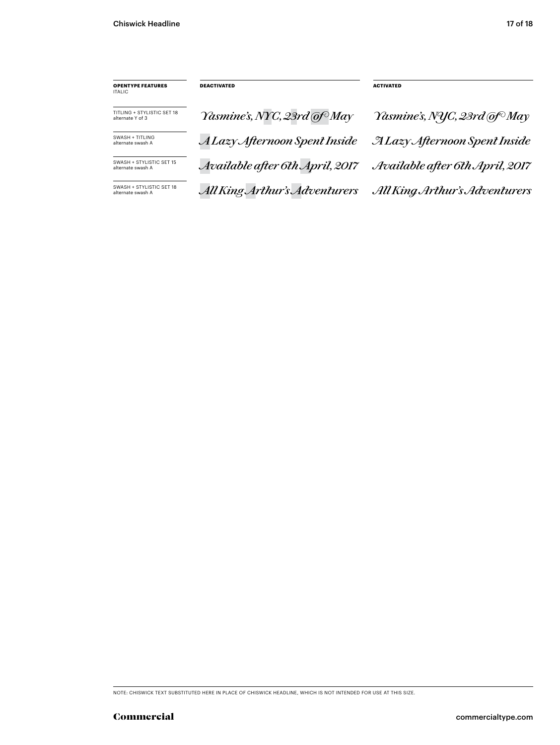| **OPENTYPE FEATURES** ITALIC | **DEACTIVATED** | **ACTIVATED** |
|---|---|---|
| TITLING + STYLISTIC SET 18 alternate Y of 3 | *Yasmine's, NYC, 23rd of May* | *Yasmine's, NYC, 23rd of May* |
| SWASH + TITLING alternate swash A | *A Lazy Afternoon Spent Inside* | *A Lazy Afternoon Spent Inside* |
| SWASH + STYLISTIC SET 15 alternate swash A | *Available after 6th April, 2017* | *Available after 6th April, 2017* |
| SWASH + STYLISTIC SET 18 alternate swash A | *All King Arthur's Adventurers* | *All King Arthur's Adventurers* |

NOTE: CHISWICK TEXT SUBSTITUTED HERE IN PLACE OF CHISWICK HEADLINE, WHICH IS NOT INTENDED FOR USE AT THIS SIZE.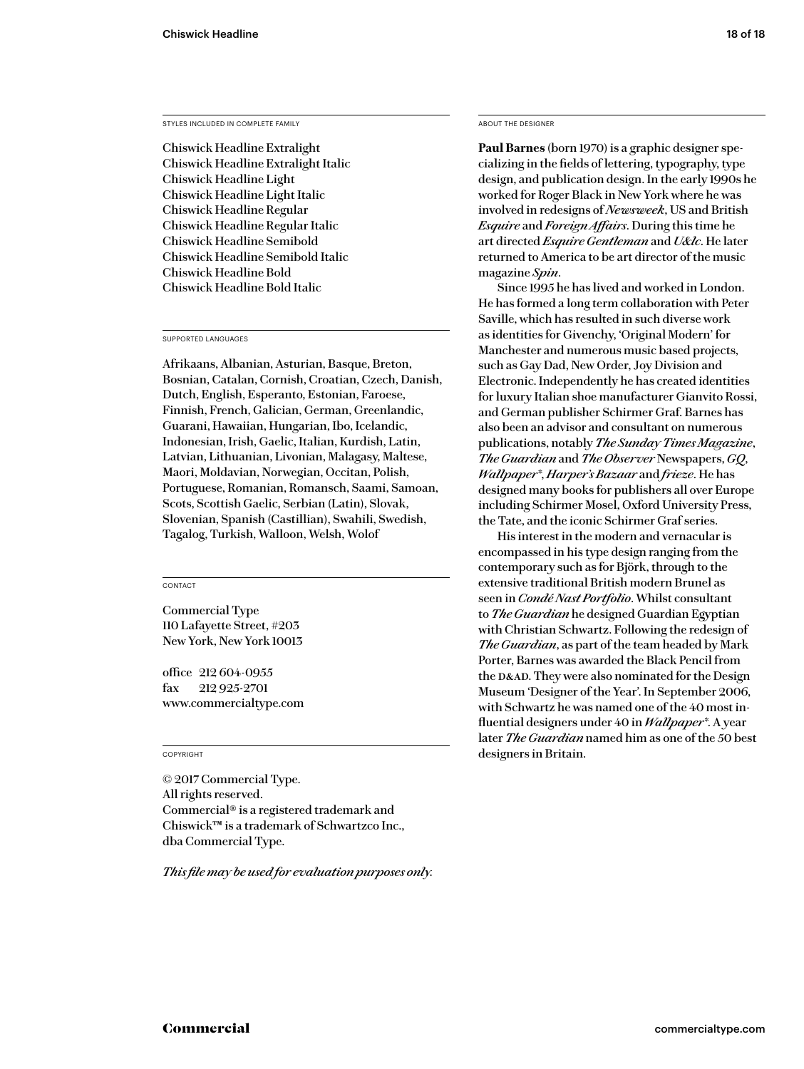## STYLES INCLUDED IN COMPLETE FAMILY

Chiswick Headline Extralight
Chiswick Headline Extralight Italic
Chiswick Headline Light
Chiswick Headline Light Italic
Chiswick Headline Regular
Chiswick Headline Regular Italic
Chiswick Headline Semibold
Chiswick Headline Semibold Italic
Chiswick Headline Bold
Chiswick Headline Bold Italic

## SUPPORTED LANGUAGES

Afrikaans, Albanian, Asturian, Basque, Breton, Bosnian, Catalan, Cornish, Croatian, Czech, Danish, Dutch, English, Esperanto, Estonian, Faroese, Finnish, French, Galician, German, Greenlandic, Guarani, Hawaiian, Hungarian, Ibo, Icelandic, Indonesian, Irish, Gaelic, Italian, Kurdish, Latin, Latvian, Lithuanian, Livonian, Malagasy, Maltese, Maori, Moldavian, Norwegian, Occitan, Polish, Portuguese, Romanian, Romansch, Saami, Samoan, Scots, Scottish Gaelic, Serbian (Latin), Slovak, Slovenian, Spanish (Castillian), Swahili, Swedish, Tagalog, Turkish, Walloon, Welsh, Wolof

## CONTACT

Commercial Type
110 Lafayette Street, #203
New York, New York 10013

office 212 604-0955
fax 212 925-2701
www.commercialtype.com

## COPYRIGHT

© 2017 Commercial Type.
All rights reserved.
Commercial® is a registered trademark and Chiswick™ is a trademark of Schwartzco Inc., dba Commercial Type.

*This file may be used for evaluation purposes only.*

## ABOUT THE DESIGNER

**Paul Barnes** (born 1970) is a graphic designer specializing in the fields of lettering, typography, type design, and publication design. In the early 1990s he worked for Roger Black in New York where he was involved in redesigns of *Newsweek*, US and British *Esquire* and *Foreign Affairs*. During this time he art directed *Esquire Gentleman* and *U&lc*. He later returned to America to be art director of the music magazine *Spin*.

Since 1995 he has lived and worked in London. He has formed a long term collaboration with Peter Saville, which has resulted in such diverse work as identities for Givenchy, 'Original Modern' for Manchester and numerous music based projects, such as Gay Dad, New Order, Joy Division and Electronic. Independently he has created identities for luxury Italian shoe manufacturer Gianvito Rossi, and German publisher Schirmer Graf. Barnes has also been an advisor and consultant on numerous publications, notably *The Sunday Times Magazine*, *The Guardian* and *The Observer* Newspapers, *GQ*, *Wallpaper\**, *Harper's Bazaar* and *frieze*. He has designed many books for publishers all over Europe including Schirmer Mosel, Oxford University Press, the Tate, and the iconic Schirmer Graf series.

His interest in the modern and vernacular is encompassed in his type design ranging from the contemporary such as for Björk, through to the extensive traditional British modern Brunel as seen in *Condé Nast Portfolio*. Whilst consultant to *The Guardian* he designed Guardian Egyptian with Christian Schwartz. Following the redesign of *The Guardian*, as part of the team headed by Mark Porter, Barnes was awarded the Black Pencil from the D&AD. They were also nominated for the Design Museum 'Designer of the Year'. In September 2006, with Schwartz he was named one of the 40 most influential designers under 40 in *Wallpaper\**. A year later *The Guardian* named him as one of the 50 best designers in Britain.